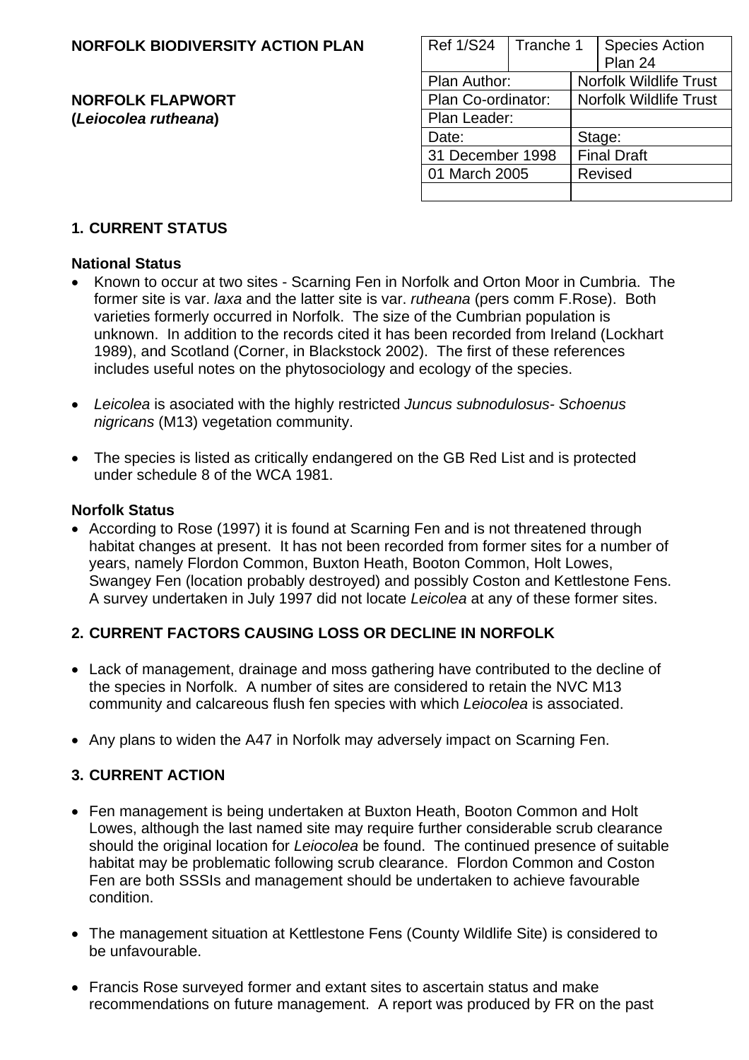**NORFOLK BIODIVERSITY ACTION PLAN**

**NORFOLK FLAPWORT**
**(*Leiocolea rutheana*)**

| Ref 1/S24 | Tranche 1 | Species Action Plan 24 |
|---|---|---|
| Plan Author: | | Norfolk Wildlife Trust |
| Plan Co-ordinator: | | Norfolk Wildlife Trust |
| Plan Leader: | | |
| Date: | | Stage: |
| 31 December 1998 | | Final Draft |
| 01 March 2005 | | Revised |
| | | |

## 1. CURRENT STATUS

### National Status

- Known to occur at two sites - Scarning Fen in Norfolk and Orton Moor in Cumbria. The former site is var. *laxa* and the latter site is var. *rutheana* (pers comm F.Rose). Both varieties formerly occurred in Norfolk. The size of the Cumbrian population is unknown. In addition to the records cited it has been recorded from Ireland (Lockhart 1989), and Scotland (Corner, in Blackstock 2002). The first of these references includes useful notes on the phytosociology and ecology of the species.

- *Leicolea* is asociated with the highly restricted *Juncus subnodulosus- Schoenus nigricans* (M13) vegetation community.

- The species is listed as critically endangered on the GB Red List and is protected under schedule 8 of the WCA 1981.

### Norfolk Status

- According to Rose (1997) it is found at Scarning Fen and is not threatened through habitat changes at present. It has not been recorded from former sites for a number of years, namely Flordon Common, Buxton Heath, Booton Common, Holt Lowes, Swangey Fen (location probably destroyed) and possibly Coston and Kettlestone Fens. A survey undertaken in July 1997 did not locate *Leicolea* at any of these former sites.

## 2. CURRENT FACTORS CAUSING LOSS OR DECLINE IN NORFOLK

- Lack of management, drainage and moss gathering have contributed to the decline of the species in Norfolk. A number of sites are considered to retain the NVC M13 community and calcareous flush fen species with which *Leiocolea* is associated.

- Any plans to widen the A47 in Norfolk may adversely impact on Scarning Fen.

## 3. CURRENT ACTION

- Fen management is being undertaken at Buxton Heath, Booton Common and Holt Lowes, although the last named site may require further considerable scrub clearance should the original location for *Leiocolea* be found. The continued presence of suitable habitat may be problematic following scrub clearance. Flordon Common and Coston Fen are both SSSIs and management should be undertaken to achieve favourable condition.

- The management situation at Kettlestone Fens (County Wildlife Site) is considered to be unfavourable.

- Francis Rose surveyed former and extant sites to ascertain status and make recommendations on future management. A report was produced by FR on the past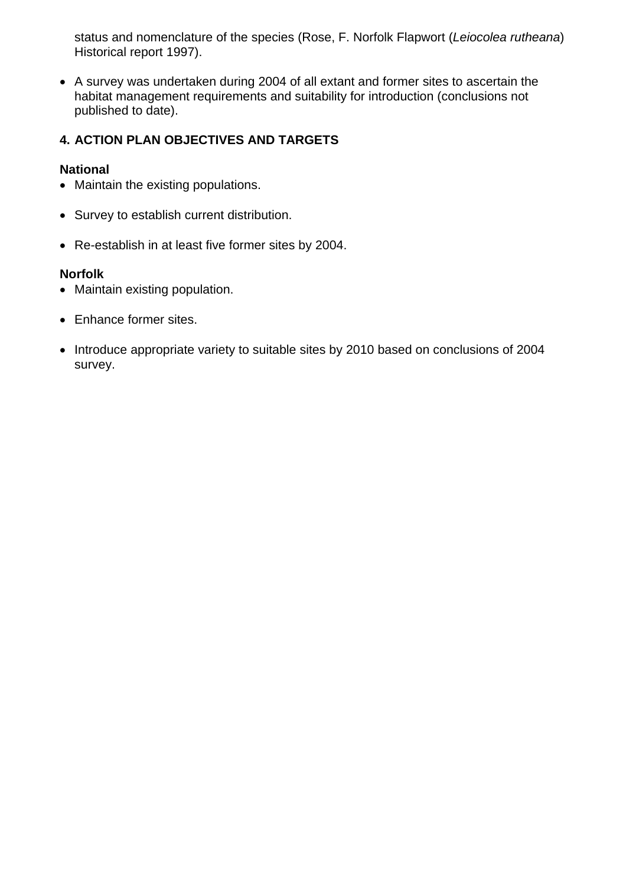status and nomenclature of the species (Rose, F. Norfolk Flapwort (*Leiocolea rutheana*) Historical report 1997).

- A survey was undertaken during 2004 of all extant and former sites to ascertain the habitat management requirements and suitability for introduction (conclusions not published to date).

## 4. ACTION PLAN OBJECTIVES AND TARGETS

**National**

- Maintain the existing populations.
- Survey to establish current distribution.
- Re-establish in at least five former sites by 2004.

**Norfolk**

- Maintain existing population.
- Enhance former sites.
- Introduce appropriate variety to suitable sites by 2010 based on conclusions of 2004 survey.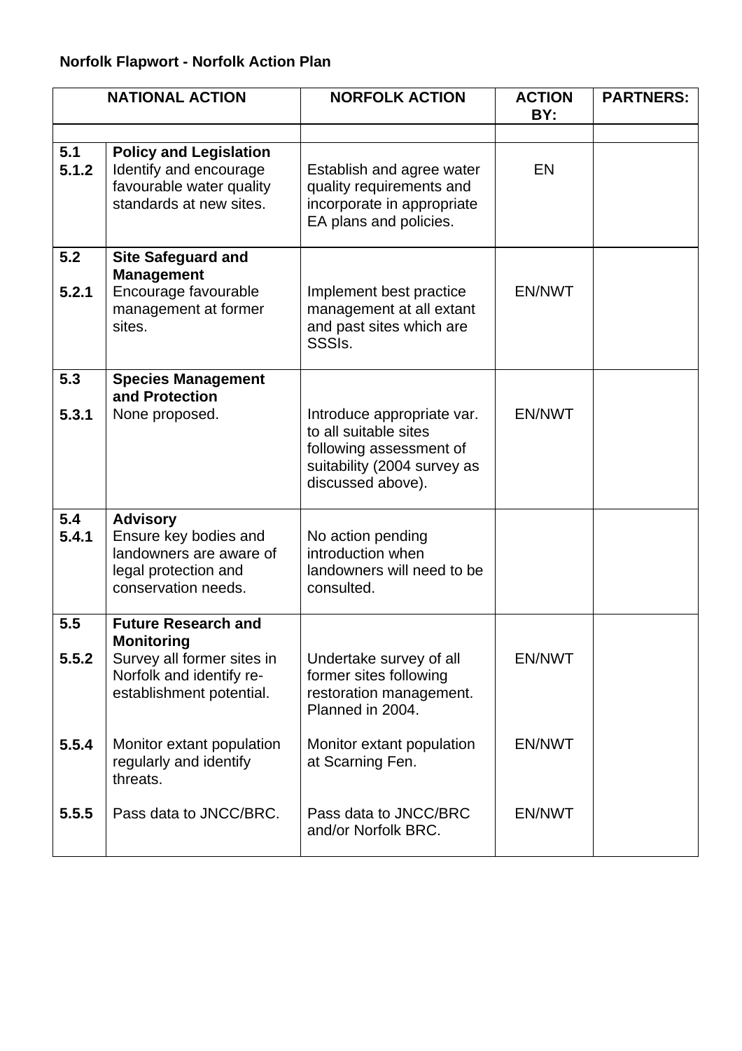**Norfolk Flapwort - Norfolk Action Plan**

| NATIONAL ACTION | | NORFOLK ACTION | ACTION BY: | PARTNERS: |
|---|---|---|---|---|
| | | | | |
| **5.1** | **Policy and Legislation** | | | |
| **5.1.2** | Identify and encourage favourable water quality standards at new sites. | Establish and agree water quality requirements and incorporate in appropriate EA plans and policies. | EN | |
| **5.2** | **Site Safeguard and Management** | | | |
| **5.2.1** | Encourage favourable management at former sites. | Implement best practice management at all extant and past sites which are SSSIs. | EN/NWT | |
| **5.3** | **Species Management and Protection** | | | |
| **5.3.1** | None proposed. | Introduce appropriate var. to all suitable sites following assessment of suitability (2004 survey as discussed above). | EN/NWT | |
| **5.4** | **Advisory** | | | |
| **5.4.1** | Ensure key bodies and landowners are aware of legal protection and conservation needs. | No action pending introduction when landowners will need to be consulted. | | |
| **5.5** | **Future Research and Monitoring** | | | |
| **5.5.2** | Survey all former sites in Norfolk and identify re-establishment potential. | Undertake survey of all former sites following restoration management. Planned in 2004. | EN/NWT | |
| **5.5.4** | Monitor extant population regularly and identify threats. | Monitor extant population at Scarning Fen. | EN/NWT | |
| **5.5.5** | Pass data to JNCC/BRC. | Pass data to JNCC/BRC and/or Norfolk BRC. | EN/NWT | |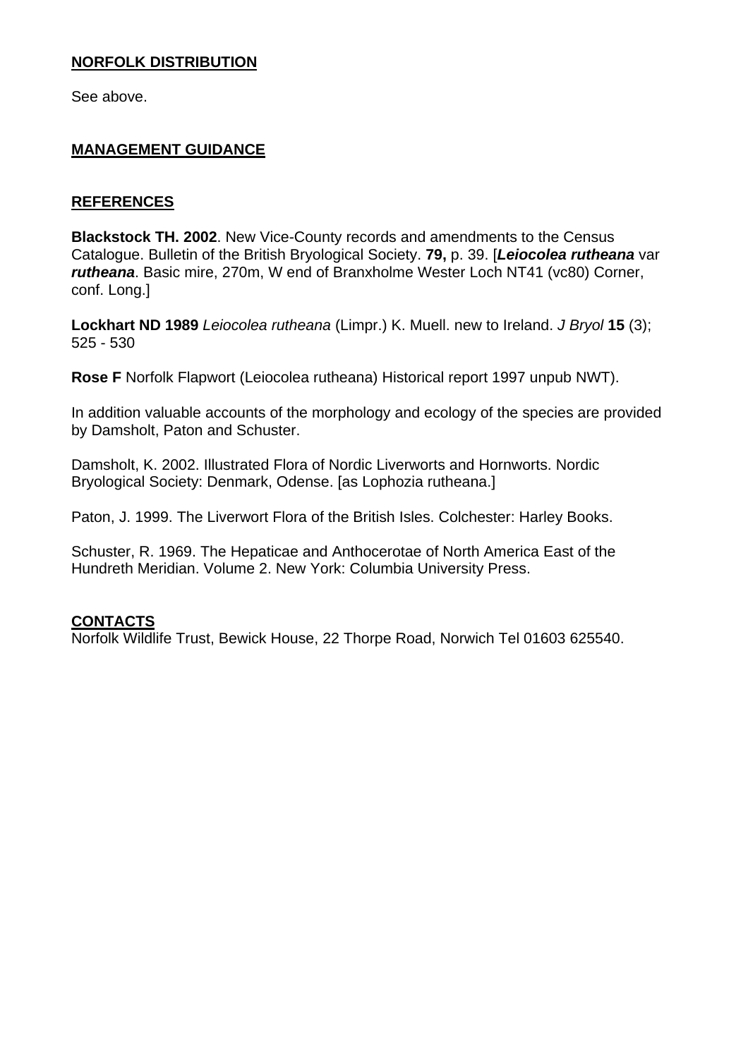## NORFOLK DISTRIBUTION

See above.

## MANAGEMENT GUIDANCE

## REFERENCES

**Blackstock TH. 2002**. New Vice-County records and amendments to the Census Catalogue. Bulletin of the British Bryological Society. **79,** p. 39. [***Leiocolea rutheana*** var ***rutheana***. Basic mire, 270m, W end of Branxholme Wester Loch NT41 (vc80) Corner, conf. Long.]

**Lockhart ND 1989** *Leiocolea rutheana* (Limpr.) K. Muell. new to Ireland. *J Bryol* **15** (3); 525 - 530

**Rose F** Norfolk Flapwort (Leiocolea rutheana) Historical report 1997 unpub NWT).

In addition valuable accounts of the morphology and ecology of the species are provided by Damsholt, Paton and Schuster.

Damsholt, K. 2002. Illustrated Flora of Nordic Liverworts and Hornworts. Nordic Bryological Society: Denmark, Odense. [as Lophozia rutheana.]

Paton, J. 1999. The Liverwort Flora of the British Isles. Colchester: Harley Books.

Schuster, R. 1969. The Hepaticae and Anthocerotae of North America East of the Hundreth Meridian. Volume 2. New York: Columbia University Press.

## CONTACTS

Norfolk Wildlife Trust, Bewick House, 22 Thorpe Road, Norwich Tel 01603 625540.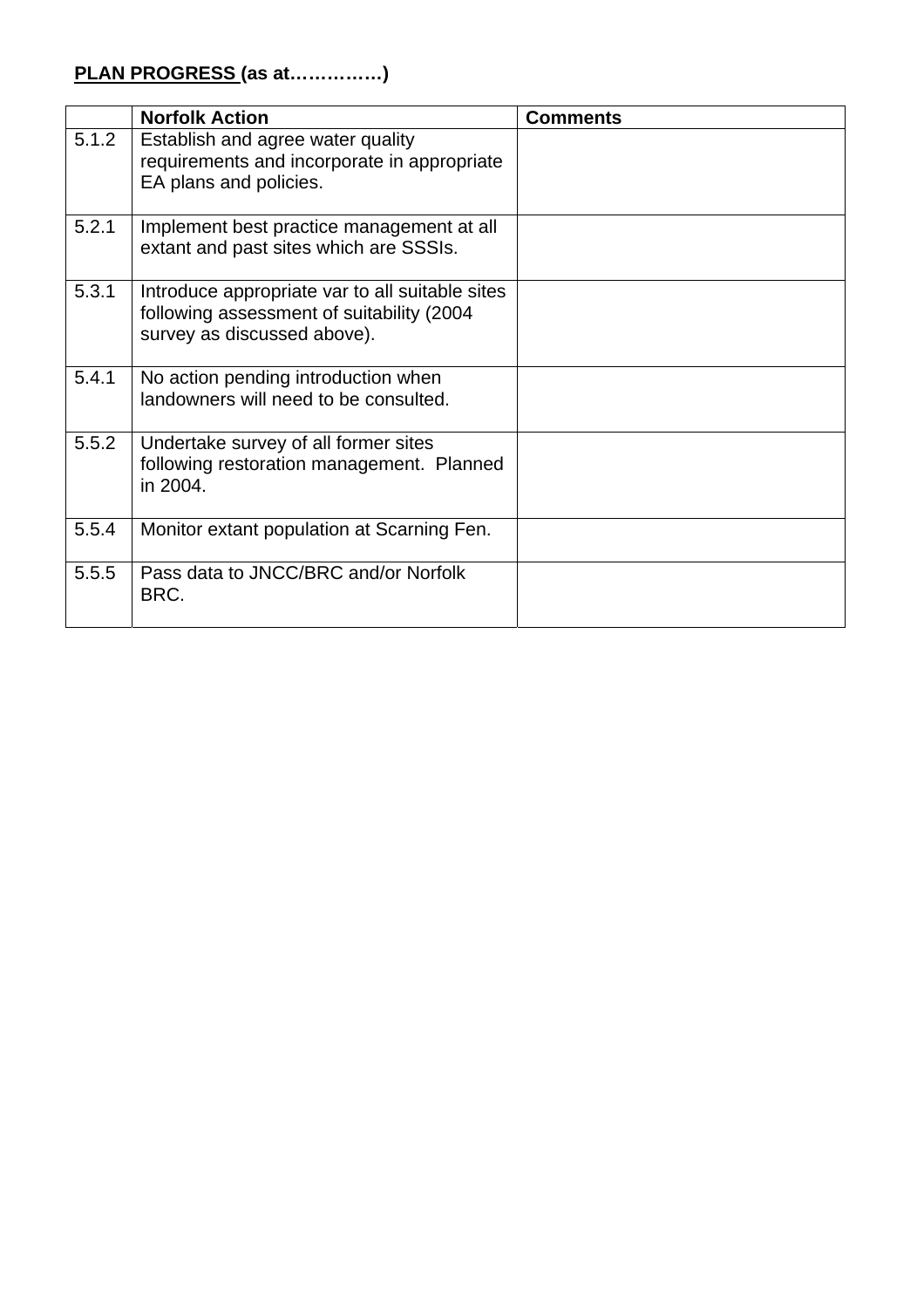**PLAN PROGRESS (as at……………)**

| | Norfolk Action | Comments |
|---|---|---|
| 5.1.2 | Establish and agree water quality requirements and incorporate in appropriate EA plans and policies. | |
| 5.2.1 | Implement best practice management at all extant and past sites which are SSSIs. | |
| 5.3.1 | Introduce appropriate var to all suitable sites following assessment of suitability (2004 survey as discussed above). | |
| 5.4.1 | No action pending introduction when landowners will need to be consulted. | |
| 5.5.2 | Undertake survey of all former sites following restoration management. Planned in 2004. | |
| 5.5.4 | Monitor extant population at Scarning Fen. | |
| 5.5.5 | Pass data to JNCC/BRC and/or Norfolk BRC. | |